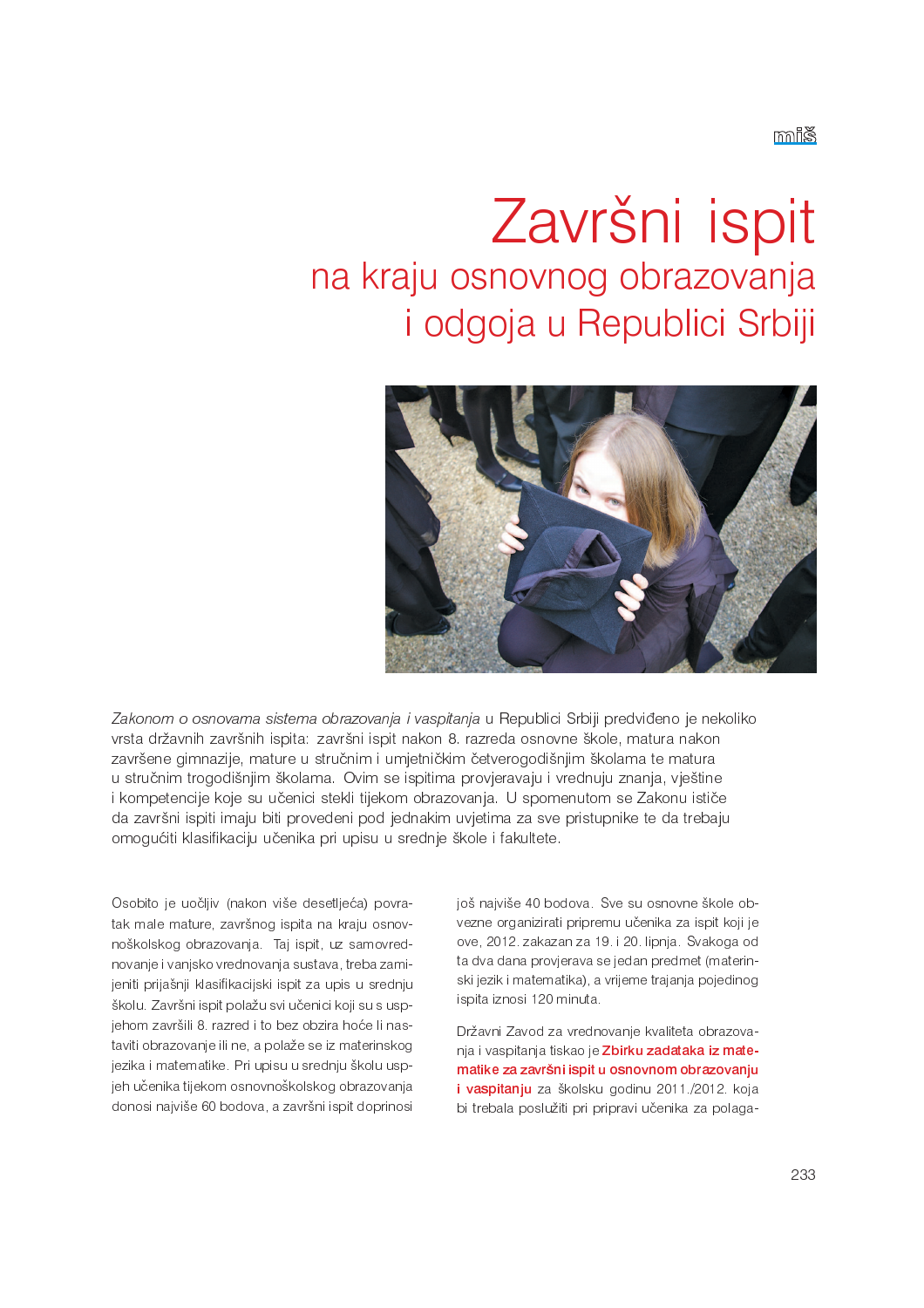# Završni ispit

## na kraju osnovnog obrazovanja i odgoja u Republici Srbiji

*Zakonom o osnovama sistema obrazovanja i vaspitanja* u Republici Srbiji predviđeno je nekoliko vrsta državnih završnih ispita: završni ispit nakon 8. razreda osnovne škole, matura nakon završene gimnazije, mature u stručnim i umjetničkim četverogodišnjim školama te matura u stručnim trogodišnjim školama. Ovim se ispitima provjeravaju i vrednuju znanja, vještine i kompetencije koje su učenici stekli tijekom obrazovanja. U spomenutom se Zakonu ističe da završni ispiti imaju biti provedeni pod jednakim uvjetima za sve pristupnike te da trebaju omogućiti klasifikaciju učenika pri upisu u srednje škole i fakultete.

Osobito je uočljiv (nakon više desetljeća) povratak male mature, završnog ispita na kraju osnovnoškolskog obrazovanja. Taj ispit, uz samovrednovanje i vanjsko vrednovanja sustava, treba zamijeniti prijašnji klasifikacijski ispit za upis u srednju školu. Završni ispit polažu svi učenici koji su s uspjehom završili 8. razred i to bez obzira hoće li nastaviti obrazovanje ili ne, a polaže se iz materinskog jezika i matematike. Pri upisu u srednju školu uspjeh učenika tijekom osnovnoškolskog obrazovanja donosi najviše 60 bodova, a završni ispit doprinosi još najviše 40 bodova. Sve su osnovne škole obvezne organizirati pripremu učenika za ispit koji je ove, 2012. zakazan za 19. i 20. lipnja. Svakoga od ta dva dana provjerava se jedan predmet (materinski jezik i matematika), a vrijeme trajanja pojedinog ispita iznosi 120 minuta.

Državni Zavod za vrednovanje kvaliteta obrazovanja i vaspitanja tiskao je **Zbirku zadataka iz matematike za završni ispit u osnovnom obrazovanju i vaspitanju** za školsku godinu 2011./2012. koja bi trebala poslužiti pri pripravi učenika za polaga-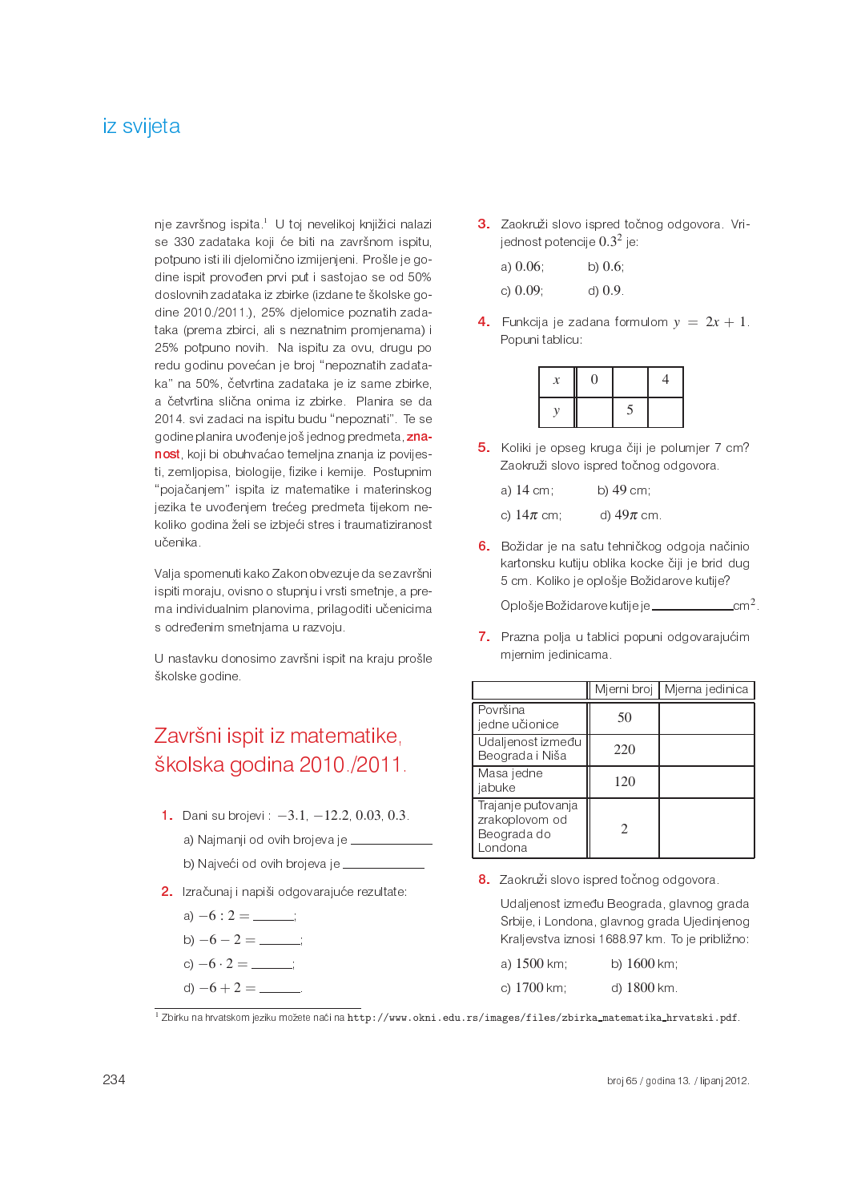nje završnog ispita.[1] U toj nevelikoj knjižici nalazi se 330 zadataka koji će biti na završnom ispitu, potpuno isti ili djelomično izmijenjeni. Prošle je godine ispit proveden prvi put i sastojao se od 50% doslovnih zadataka iz zbirke (izdane te školske godine 2010./2011.), 25% djelomice poznatih zadataka (prema zbirci, ali s neznatnim promjenama) i 25% potpuno novih. Na ispitu za ovu, drugu po redu godinu povećan je broj "nepoznatih zadataka" na 50%, četvrtina zadataka je iz same zbirke, a četvrtina slična onima iz zbirke. Planira se da 2014. svi zadaci na ispitu budu "nepoznati". Te se godine planira uvođenje još jednog predmeta, **znanost**, koji bi obuhvaćao temeljna znanja iz povijesti, zemljopisa, biologije, fizike i kemije. Postupnim "pojačanjem" ispita iz matematike i materinskog jezika te uvođenjem trećeg predmeta tijekom nekoliko godina želi se izbjeći stres i traumatiziranost učenika.

Valja spomenuti kako Zakon obvezuje da se završni ispiti moraju, ovisno o stupnju i vrsti smetnje, a prema individualnim planovima, prilagoditi učenicima s određenim smetnjama u razvoju.

U nastavku donosimo završni ispit na kraju prošle školske godine.

## Završni ispit iz matematike, školska godina 2010./2011.

**1.** Dani su brojevi : $-3.1$, $-12.2$, $0.03$, $0.3$.

a) Najmanji od ovih brojeva je ____________

b) Najveći od ovih brojeva je ____________

**2.** Izračunaj i napiši odgovarajuće rezultate:

a) $-6 : 2 =$ ______;

b) $-6 - 2 =$ ______;

c) $-6 \cdot 2 =$ ______;

d) $-6 + 2 =$ ______.

**3.** Zaokruži slovo ispred točnog odgovora. Vrijednost potencije $0.3^2$ je:

a) $0.06$; b) $0.6$;

c) $0.09$; d) $0.9$.

**4.** Funkcija je zadana formulom $y = 2x + 1$. Popuni tablicu:

| $x$ | 0 | | 4 |
|---|---|---|---|
| $y$ | | 5 | |

**5.** Koliki je opseg kruga čiji je polumjer 7 cm? Zaokruži slovo ispred točnog odgovora.

a) 14 cm; b) 49 cm;

c) $14\pi$ cm; d) $49\pi$ cm.

**6.** Božidar je na satu tehničkog odgoja načinio kartonsku kutiju oblika kocke čiji je brid dug 5 cm. Koliko je oplošje Božidarove kutije?

Oplošje Božidarove kutije je ____________ $\text{cm}^2$.

**7.** Prazna polja u tablici popuni odgovarajućim mjernim jedinicama.

| | Mjerni broj | Mjerna jedinica |
|---|---|---|
| Površina jedne učionice | 50 | |
| Udaljenost između Beograda i Niša | 220 | |
| Masa jedne jabuke | 120 | |
| Trajanje putovanja zrakoplovom od Beograda do Londona | 2 | |

**8.** Zaokruži slovo ispred točnog odgovora.

Udaljenost između Beograda, glavnog grada Srbije, i Londona, glavnog grada Ujedinjenog Kraljevstva iznosi 1688.97 km. To je približno:

a) 1500 km; b) 1600 km;

c) 1700 km; d) 1800 km.

---

[1] Zbirku na hrvatskom jeziku možete naći na `http://www.okni.edu.rs/images/files/zbirka_matematika_hrvatski.pdf`.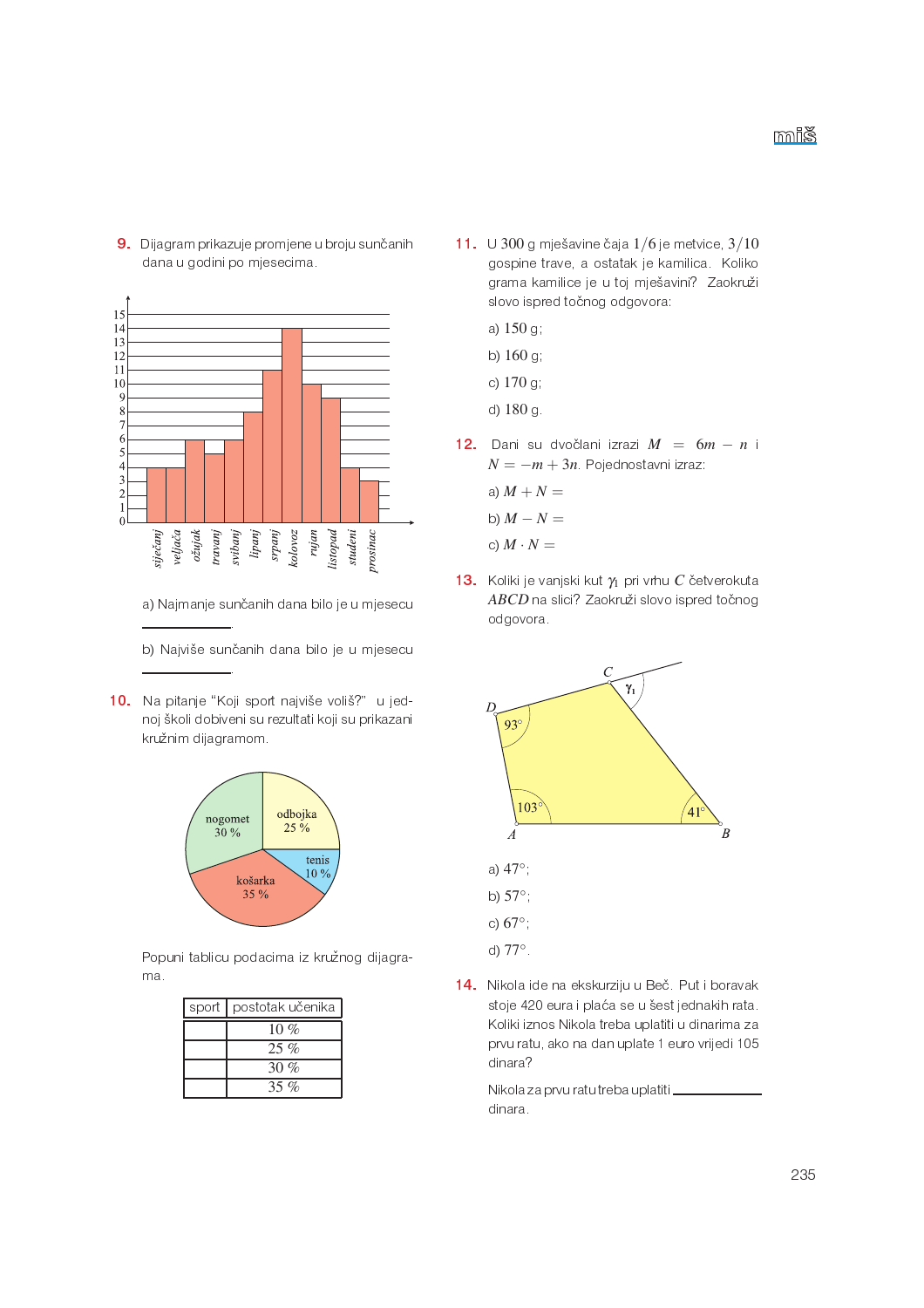**9.** Dijagram prikazuje promjene u broju sunčanih dana u godini po mjesecima.

a) Najmanje sunčanih dana bilo je u mjesecu

\_\_\_\_\_\_\_\_\_\_\_\_\_\_.

b) Najviše sunčanih dana bilo je u mjesecu

\_\_\_\_\_\_\_\_\_\_\_\_\_\_.

**10.** Na pitanje "Koji sport najviše voliš?" u jednoj školi dobiveni su rezultati koji su prikazani kružnim dijagramom.

Popuni tablicu podacima iz kružnog dijagrama.

| sport | postotak učenika |
|---|---|
| | 10 % |
| | 25 % |
| | 30 % |
| | 35 % |

**11.** U 300 g mješavine čaja $1/6$ je metvice, $3/10$ gospine trave, a ostatak je kamilica. Koliko grama kamilice je u toj mješavini? Zaokruži slovo ispred točnog odgovora:

a) 150 g;

b) 160 g;

c) 170 g;

d) 180 g.

**12.** Dani su dvočlani izrazi $M = 6m - n$ i $N = -m + 3n$. Pojednostavni izraz:

a) $M + N =$

b) $M - N =$

c) $M \cdot N =$

**13.** Koliki je vanjski kut $\gamma_1$ pri vrhu $C$ četverokuta $ABCD$ na slici? Zaokruži slovo ispred točnog odgovora.

a) $47°$;

b) $57°$;

c) $67°$;

d) $77°$.

**14.** Nikola ide na ekskurziju u Beč. Put i boravak stoje 420 eura i plaća se u šest jednakih rata. Koliki iznos Nikola treba uplatiti u dinarima za prvu ratu, ako na dan uplate 1 euro vrijedi 105 dinara?

Nikola za prvu ratu treba uplatiti \_\_\_\_\_\_\_\_\_\_\_\_\_\_ dinara.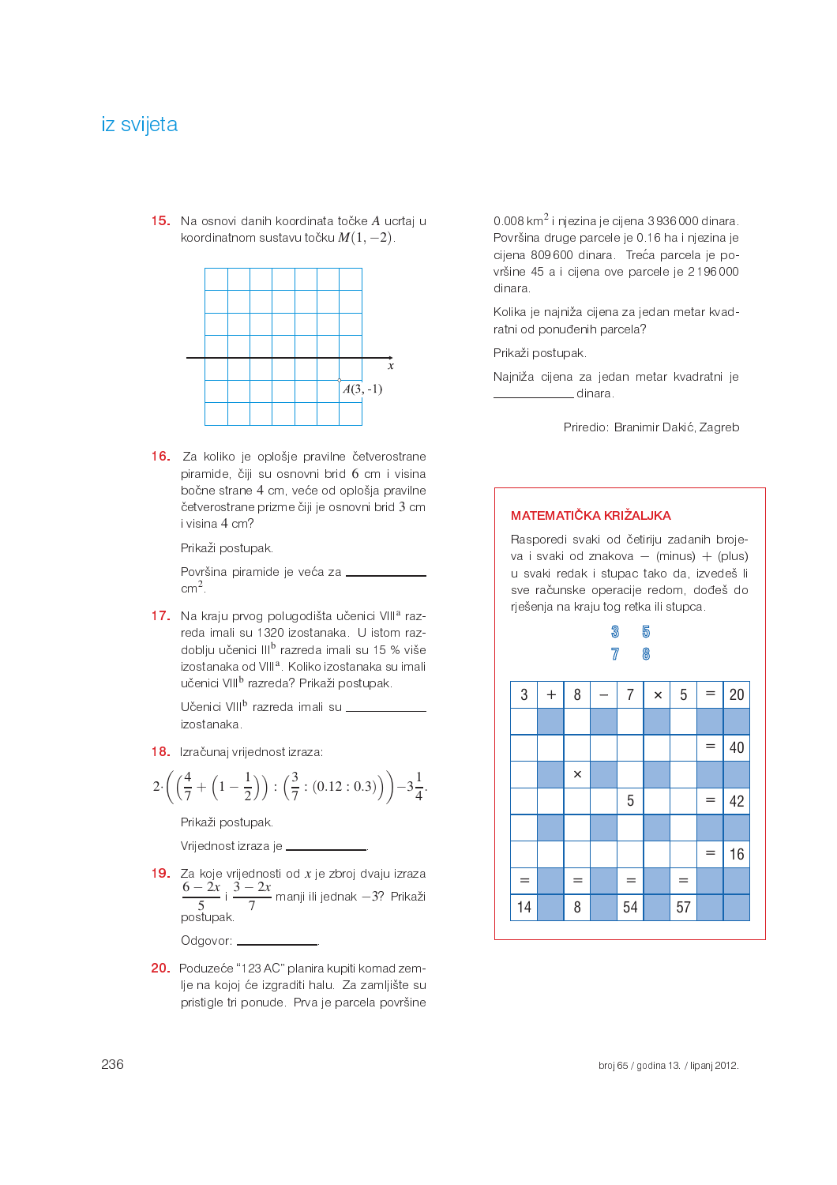## iz svijeta

**15.** Na osnovi danih koordinata točke $A$ ucrtaj u koordinatnom sustavu točku $M(1, -2)$.

$x$

$A(3, -1)$

**16.** Za koliko je oplošje pravilne četverostrane piramide, čiji su osnovni brid 6 cm i visina bočne strane 4 cm, veće od oplošja pravilne četverostrane prizme čiji je osnovni brid 3 cm i visina 4 cm?

Prikaži postupak.

Površina piramide je veća za ____________ cm$^2$.

**17.** Na kraju prvog polugodišta učenici VIII$^a$ razreda imali su 1320 izostanaka. U istom razdoblju učenici III$^b$ razreda imali su 15 % više izostanaka od VIII$^a$. Koliko izostanaka su imali učenici VIII$^b$ razreda? Prikaži postupak.

Učenici VIII$^b$ razreda imali su ____________ izostanaka.

**18.** Izračunaj vrijednost izraza:

$$2\cdot\left(\left(\frac{4}{7}+\left(1-\frac{1}{2}\right)\right):\left(\frac{3}{7}:(0.12:0.3)\right)\right)-3\frac{1}{4}.$$

Prikaži postupak.

Vrijednost izraza je ____________.

**19.** Za koje vrijednosti od $x$ je zbroj dvaju izraza $\frac{6-2x}{5}$ i $\frac{3-2x}{7}$ manji ili jednak $-3$? Prikaži postupak.

Odgovor: ____________.

**20.** Poduzeće "123 AC" planira kupiti komad zemlje na kojoj će izgraditi halu. Za zamljište su pristigle tri ponude. Prva je parcela površine 0.008 km$^2$ i njezina je cijena 3 936 000 dinara. Površina druge parcele je 0.16 ha i njezina je cijena 809 600 dinara. Treća parcela je površine 45 a i cijena ove parcele je 2 196 000 dinara.

Kolika je najniža cijena za jedan metar kvadratni od ponuđenih parcela?

Prikaži postupak.

Najniža cijena za jedan metar kvadratni je ____________ dinara.

Priredio: Branimir Dakić, Zagreb

### MATEMATIČKA KRIŽALJKA

Rasporedi svaki od četiriju zadanih brojeva i svaki od znakova − (minus) + (plus) u svaki redak i stupac tako da, izvedeš li sve računske operacije redom, dođeš do rješenja na kraju tog retka ili stupca.

3 5
7 8

| | | | | | | | | |
|---|---|---|---|---|---|---|---|---|
| 3 | + | 8 | − | 7 | × | 5 | = | 20 |
| | | | | | | | | |
| | | | | | | | = | 40 |
| | | × | | | | | | |
| | | | | 5 | | | = | 42 |
| | | | | | | | | |
| | | | | | | | = | 16 |
| = | | = | | = | | = | | |
| 14 | | 8 | | 54 | | 57 | | |